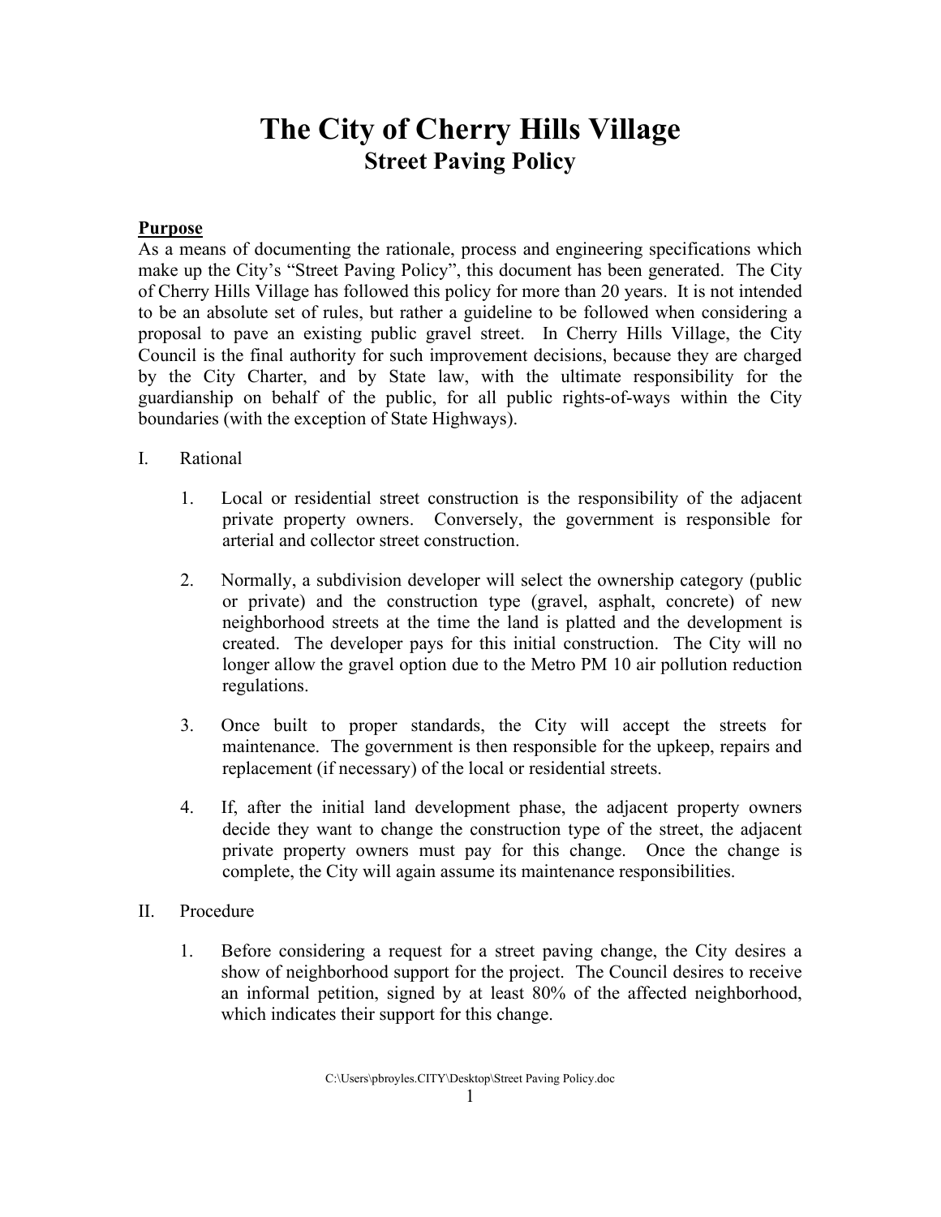# The City of Cherry Hills Village

## Street Paving Policy

**Purpose**

As a means of documenting the rationale, process and engineering specifications which make up the City's "Street Paving Policy", this document has been generated. The City of Cherry Hills Village has followed this policy for more than 20 years. It is not intended to be an absolute set of rules, but rather a guideline to be followed when considering a proposal to pave an existing public gravel street. In Cherry Hills Village, the City Council is the final authority for such improvement decisions, because they are charged by the City Charter, and by State law, with the ultimate responsibility for the guardianship on behalf of the public, for all public rights-of-ways within the City boundaries (with the exception of State Highways).

I. Rational

1. Local or residential street construction is the responsibility of the adjacent private property owners. Conversely, the government is responsible for arterial and collector street construction.

2. Normally, a subdivision developer will select the ownership category (public or private) and the construction type (gravel, asphalt, concrete) of new neighborhood streets at the time the land is platted and the development is created. The developer pays for this initial construction. The City will no longer allow the gravel option due to the Metro PM 10 air pollution reduction regulations.

3. Once built to proper standards, the City will accept the streets for maintenance. The government is then responsible for the upkeep, repairs and replacement (if necessary) of the local or residential streets.

4. If, after the initial land development phase, the adjacent property owners decide they want to change the construction type of the street, the adjacent private property owners must pay for this change. Once the change is complete, the City will again assume its maintenance responsibilities.

II. Procedure

1. Before considering a request for a street paving change, the City desires a show of neighborhood support for the project. The Council desires to receive an informal petition, signed by at least 80% of the affected neighborhood, which indicates their support for this change.

C:\Users\pbroyles.CITY\Desktop\Street Paving Policy.doc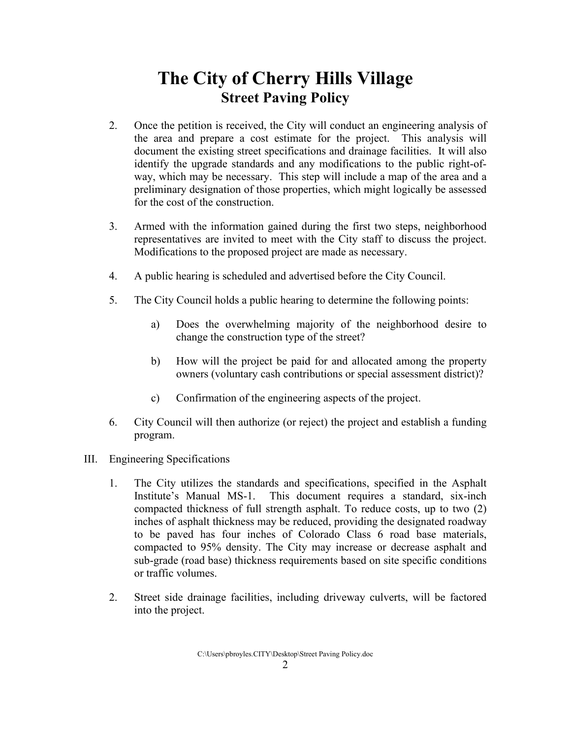# The City of Cherry Hills Village

## Street Paving Policy

2. Once the petition is received, the City will conduct an engineering analysis of the area and prepare a cost estimate for the project. This analysis will document the existing street specifications and drainage facilities. It will also identify the upgrade standards and any modifications to the public right-of-way, which may be necessary. This step will include a map of the area and a preliminary designation of those properties, which might logically be assessed for the cost of the construction.

3. Armed with the information gained during the first two steps, neighborhood representatives are invited to meet with the City staff to discuss the project. Modifications to the proposed project are made as necessary.

4. A public hearing is scheduled and advertised before the City Council.

5. The City Council holds a public hearing to determine the following points:

    a) Does the overwhelming majority of the neighborhood desire to change the construction type of the street?

    b) How will the project be paid for and allocated among the property owners (voluntary cash contributions or special assessment district)?

    c) Confirmation of the engineering aspects of the project.

6. City Council will then authorize (or reject) the project and establish a funding program.

III. Engineering Specifications

1. The City utilizes the standards and specifications, specified in the Asphalt Institute's Manual MS-1. This document requires a standard, six-inch compacted thickness of full strength asphalt. To reduce costs, up to two (2) inches of asphalt thickness may be reduced, providing the designated roadway to be paved has four inches of Colorado Class 6 road base materials, compacted to 95% density. The City may increase or decrease asphalt and sub-grade (road base) thickness requirements based on site specific conditions or traffic volumes.

2. Street side drainage facilities, including driveway culverts, will be factored into the project.

C:\Users\pbroyles.CITY\Desktop\Street Paving Policy.doc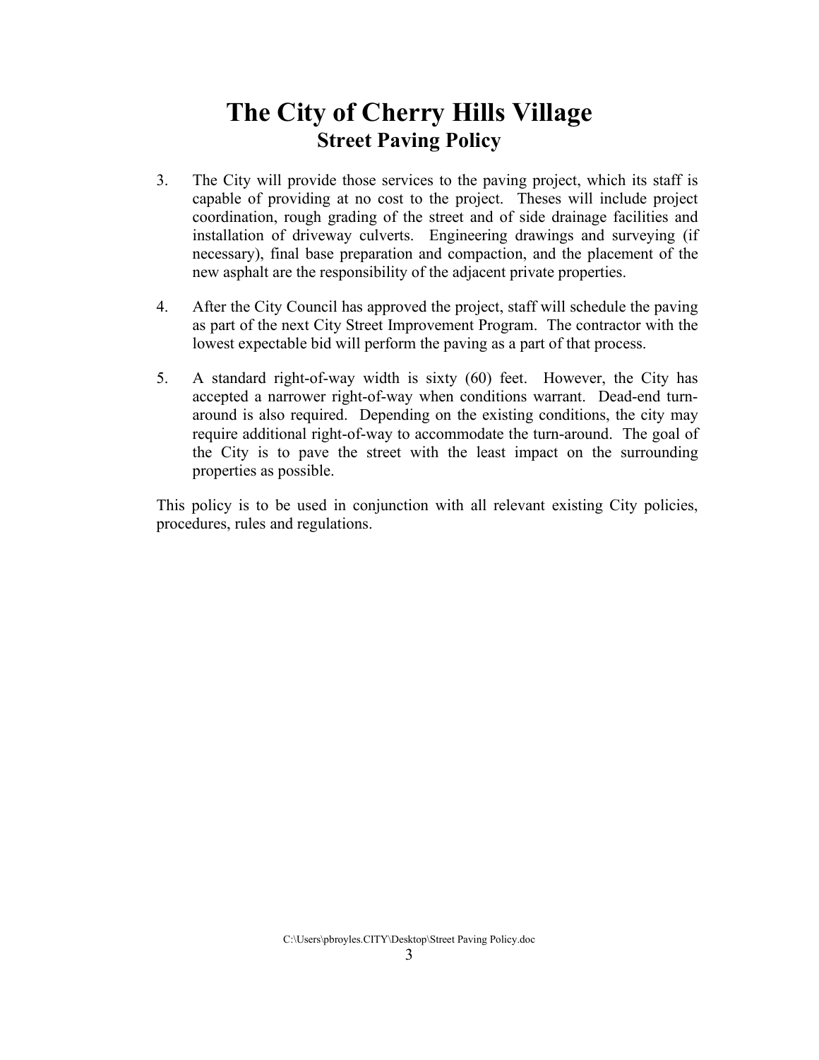3. The City will provide those services to the paving project, which its staff is capable of providing at no cost to the project. Theses will include project coordination, rough grading of the street and of side drainage facilities and installation of driveway culverts. Engineering drawings and surveying (if necessary), final base preparation and compaction, and the placement of the new asphalt are the responsibility of the adjacent private properties.

4. After the City Council has approved the project, staff will schedule the paving as part of the next City Street Improvement Program. The contractor with the lowest expectable bid will perform the paving as a part of that process.

5. A standard right-of-way width is sixty (60) feet. However, the City has accepted a narrower right-of-way when conditions warrant. Dead-end turn-around is also required. Depending on the existing conditions, the city may require additional right-of-way to accommodate the turn-around. The goal of the City is to pave the street with the least impact on the surrounding properties as possible.

This policy is to be used in conjunction with all relevant existing City policies, procedures, rules and regulations.